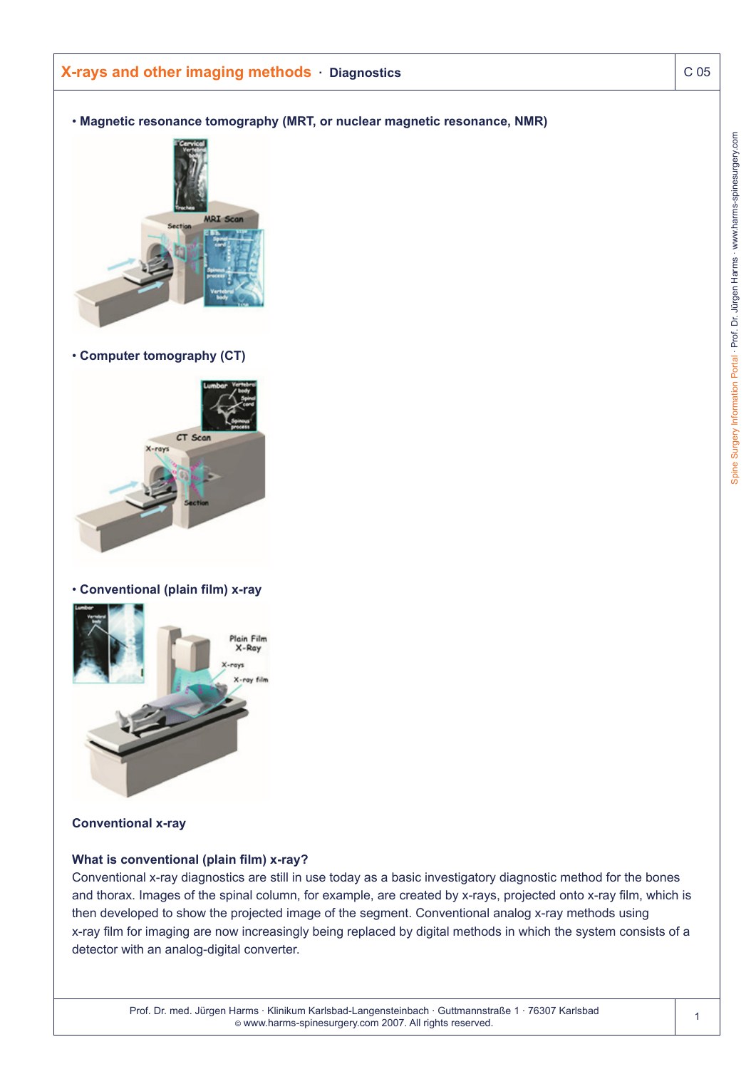# X-rays and other imaging methods · Diagnostics

- **Magnetic resonance tomography (MRT, or nuclear magnetic resonance, NMR)**

- **Computer tomography (CT)**

- **Conventional (plain film) x-ray**

### Conventional x-ray

**What is conventional (plain film) x-ray?**

Conventional x-ray diagnostics are still in use today as a basic investigatory diagnostic method for the bones and thorax. Images of the spinal column, for example, are created by x-rays, projected onto x-ray film, which is then developed to show the projected image of the segment. Conventional analog x-ray methods using x-ray film for imaging are now increasingly being replaced by digital methods in which the system consists of a detector with an analog-digital converter.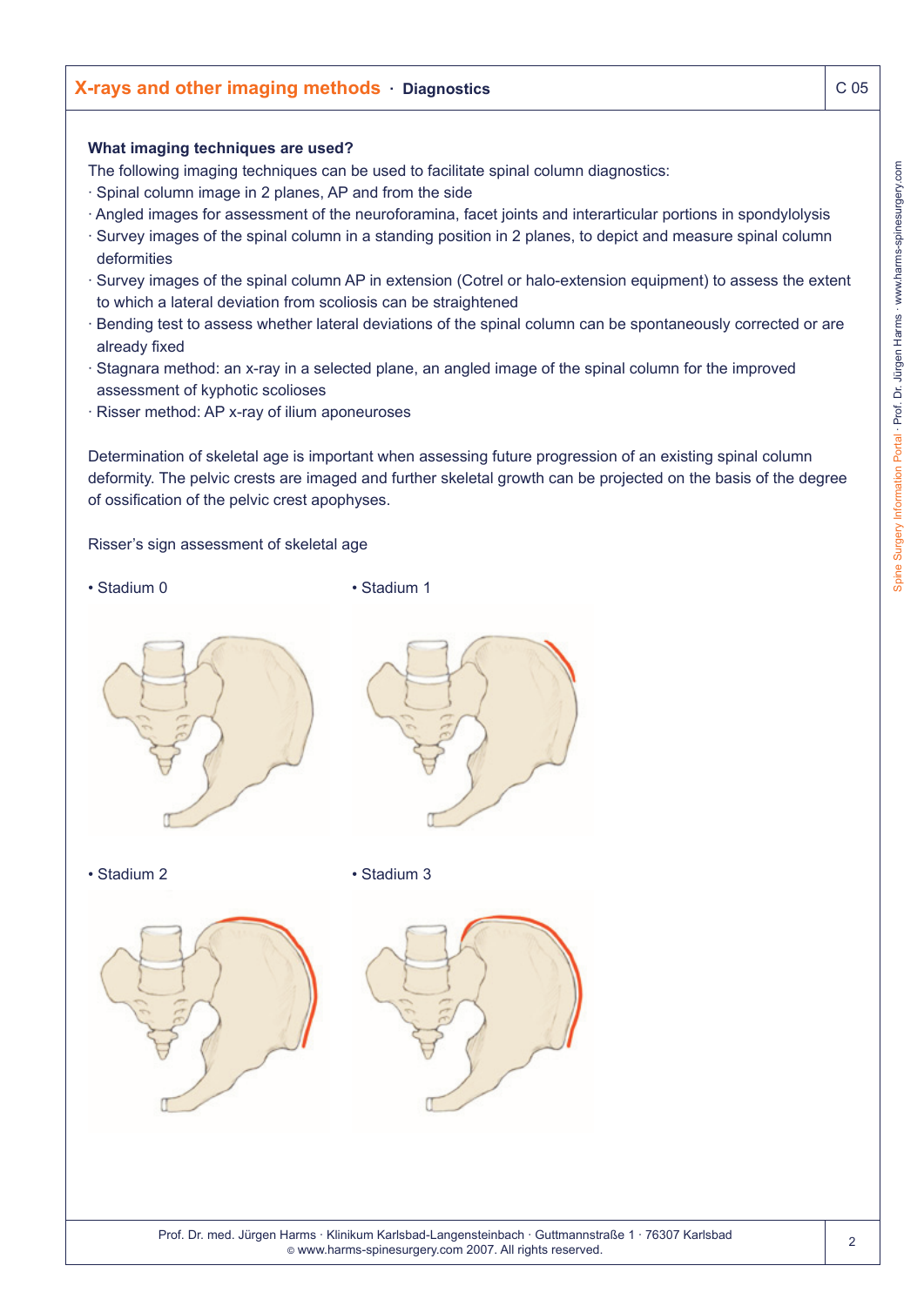**What imaging techniques are used?**

The following imaging techniques can be used to facilitate spinal column diagnostics:

- Spinal column image in 2 planes, AP and from the side
- Angled images for assessment of the neuroforamina, facet joints and interarticular portions in spondylolysis
- Survey images of the spinal column in a standing position in 2 planes, to depict and measure spinal column deformities
- Survey images of the spinal column AP in extension (Cotrel or halo-extension equipment) to assess the extent to which a lateral deviation from scoliosis can be straightened
- Bending test to assess whether lateral deviations of the spinal column can be spontaneously corrected or are already fixed
- Stagnara method: an x-ray in a selected plane, an angled image of the spinal column for the improved assessment of kyphotic scolioses
- Risser method: AP x-ray of ilium aponeuroses

Determination of skeletal age is important when assessing future progression of an existing spinal column deformity. The pelvic crests are imaged and further skeletal growth can be projected on the basis of the degree of ossification of the pelvic crest apophyses.

Risser's sign assessment of skeletal age

- Stadium 0
- Stadium 1
- Stadium 2
- Stadium 3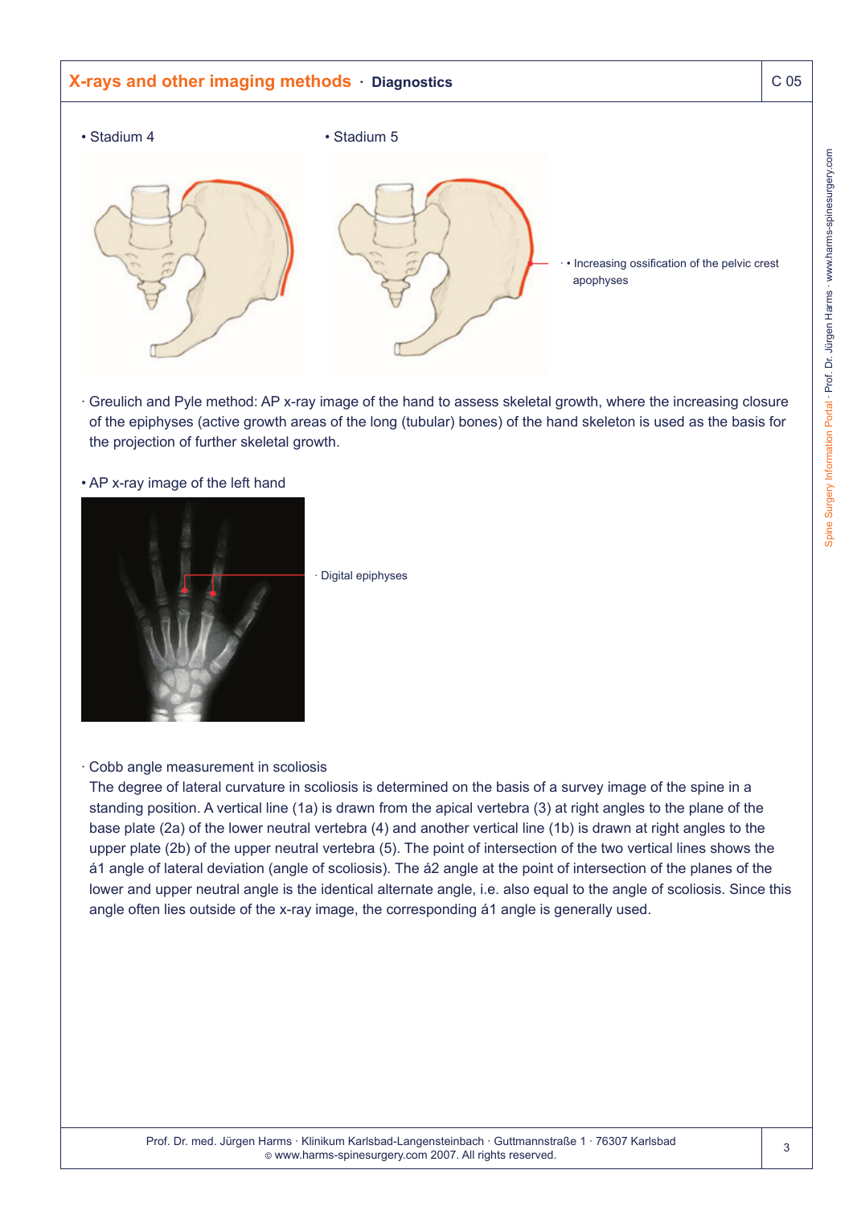## X-rays and other imaging methods · Diagnostics

- Stadium 4
- Stadium 5

· • Increasing ossification of the pelvic crest apophyses

· Greulich and Pyle method: AP x-ray image of the hand to assess skeletal growth, where the increasing closure of the epiphyses (active growth areas of the long (tubular) bones) of the hand skeleton is used as the basis for the projection of further skeletal growth.

- AP x-ray image of the left hand

· Digital epiphyses

· Cobb angle measurement in scoliosis
The degree of lateral curvature in scoliosis is determined on the basis of a survey image of the spine in a standing position. A vertical line (1a) is drawn from the apical vertebra (3) at right angles to the plane of the base plate (2a) of the lower neutral vertebra (4) and another vertical line (1b) is drawn at right angles to the upper plate (2b) of the upper neutral vertebra (5). The point of intersection of the two vertical lines shows the á1 angle of lateral deviation (angle of scoliosis). The á2 angle at the point of intersection of the planes of the lower and upper neutral angle is the identical alternate angle, i.e. also equal to the angle of scoliosis. Since this angle often lies outside of the x-ray image, the corresponding á1 angle is generally used.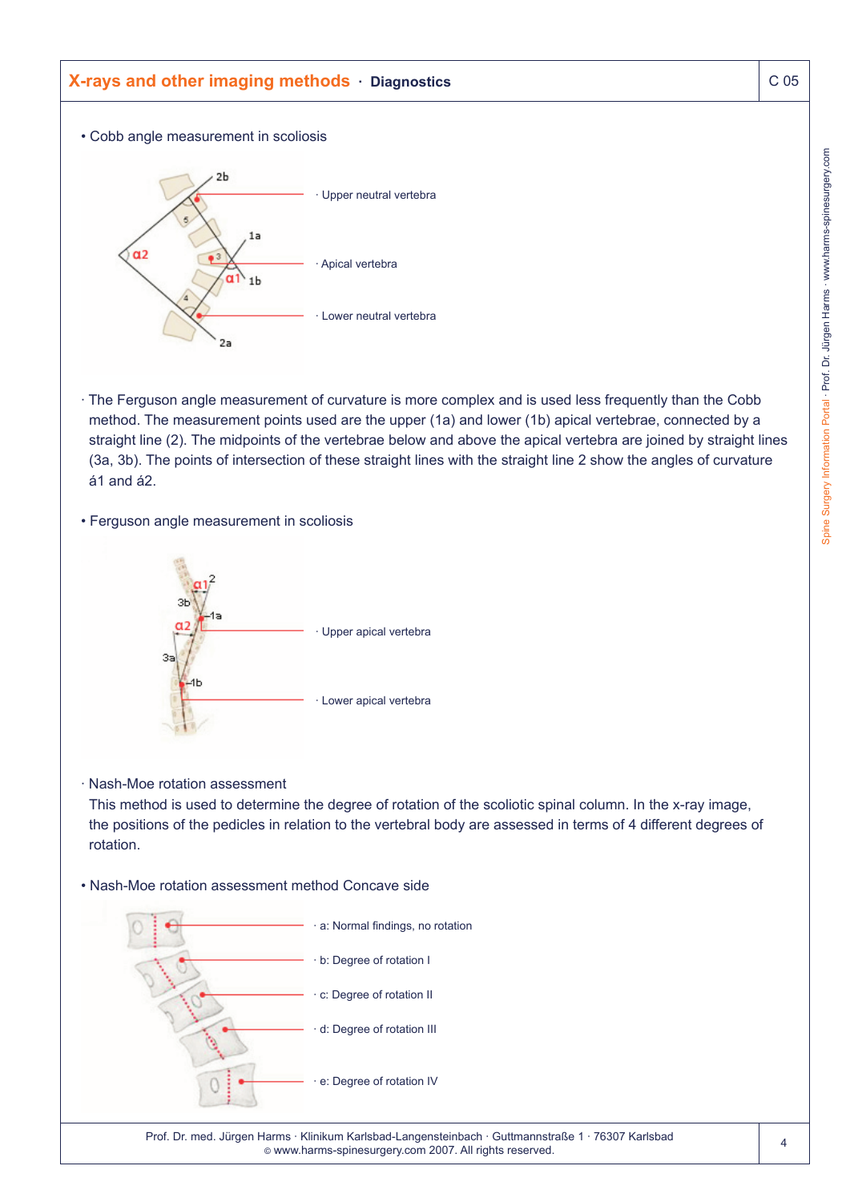## X-rays and other imaging methods · Diagnostics

- Cobb angle measurement in scoliosis

· Upper neutral vertebra

· Apical vertebra

· Lower neutral vertebra

· The Ferguson angle measurement of curvature is more complex and is used less frequently than the Cobb method. The measurement points used are the upper (1a) and lower (1b) apical vertebrae, connected by a straight line (2). The midpoints of the vertebrae below and above the apical vertebra are joined by straight lines (3a, 3b). The points of intersection of these straight lines with the straight line 2 show the angles of curvature á1 and á2.

- Ferguson angle measurement in scoliosis

· Upper apical vertebra

· Lower apical vertebra

· Nash-Moe rotation assessment

This method is used to determine the degree of rotation of the scoliotic spinal column. In the x-ray image, the positions of the pedicles in relation to the vertebral body are assessed in terms of 4 different degrees of rotation.

- Nash-Moe rotation assessment method Concave side

· a: Normal findings, no rotation

· b: Degree of rotation I

· c: Degree of rotation II

· d: Degree of rotation III

· e: Degree of rotation IV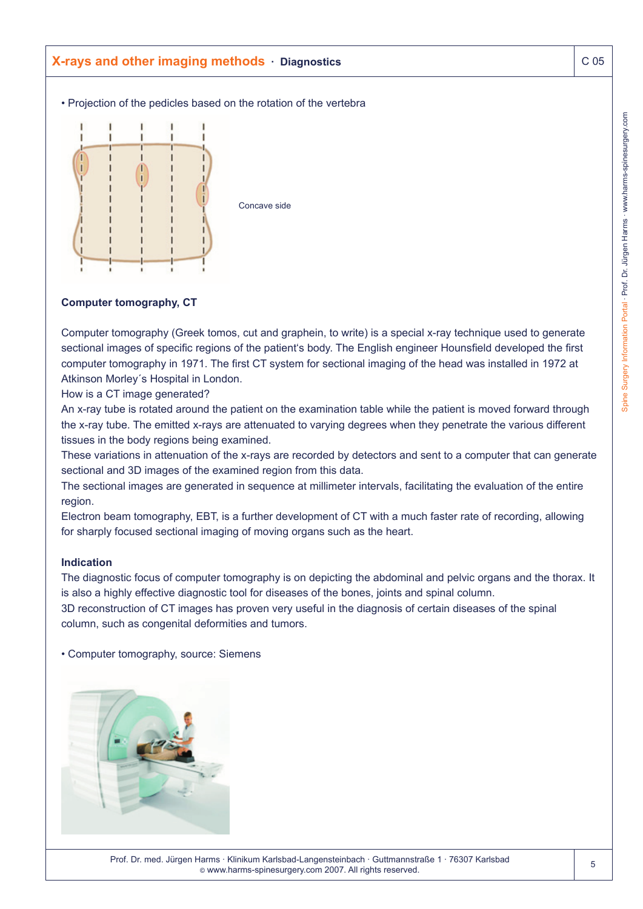• Projection of the pedicles based on the rotation of the vertebra

Concave side

**Computer tomography, CT**

Computer tomography (Greek tomos, cut and graphein, to write) is a special x-ray technique used to generate sectional images of specific regions of the patient's body. The English engineer Hounsfield developed the first computer tomography in 1971. The first CT system for sectional imaging of the head was installed in 1972 at Atkinson Morley´s Hospital in London.

How is a CT image generated?

An x-ray tube is rotated around the patient on the examination table while the patient is moved forward through the x-ray tube. The emitted x-rays are attenuated to varying degrees when they penetrate the various different tissues in the body regions being examined.

These variations in attenuation of the x-rays are recorded by detectors and sent to a computer that can generate sectional and 3D images of the examined region from this data.

The sectional images are generated in sequence at millimeter intervals, facilitating the evaluation of the entire region.

Electron beam tomography, EBT, is a further development of CT with a much faster rate of recording, allowing for sharply focused sectional imaging of moving organs such as the heart.

**Indication**

The diagnostic focus of computer tomography is on depicting the abdominal and pelvic organs and the thorax. It is also a highly effective diagnostic tool for diseases of the bones, joints and spinal column.

3D reconstruction of CT images has proven very useful in the diagnosis of certain diseases of the spinal column, such as congenital deformities and tumors.

• Computer tomography, source: Siemens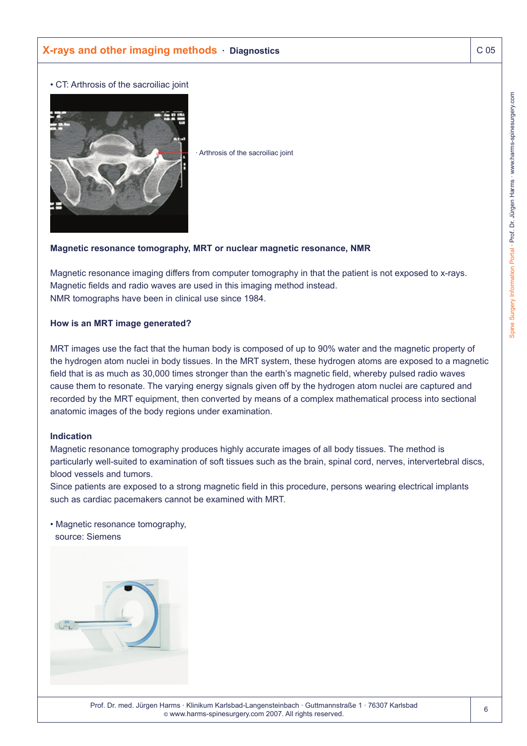• CT: Arthrosis of the sacroiliac joint

· Arthrosis of the sacroiliac joint

### Magnetic resonance tomography, MRT or nuclear magnetic resonance, NMR

Magnetic resonance imaging differs from computer tomography in that the patient is not exposed to x-rays. Magnetic fields and radio waves are used in this imaging method instead.
NMR tomographs have been in clinical use since 1984.

### How is an MRT image generated?

MRT images use the fact that the human body is composed of up to 90% water and the magnetic property of the hydrogen atom nuclei in body tissues. In the MRT system, these hydrogen atoms are exposed to a magnetic field that is as much as 30,000 times stronger than the earth's magnetic field, whereby pulsed radio waves cause them to resonate. The varying energy signals given off by the hydrogen atom nuclei are captured and recorded by the MRT equipment, then converted by means of a complex mathematical process into sectional anatomic images of the body regions under examination.

### Indication

Magnetic resonance tomography produces highly accurate images of all body tissues. The method is particularly well-suited to examination of soft tissues such as the brain, spinal cord, nerves, intervertebral discs, blood vessels and tumors.
Since patients are exposed to a strong magnetic field in this procedure, persons wearing electrical implants such as cardiac pacemakers cannot be examined with MRT.

• Magnetic resonance tomography, source: Siemens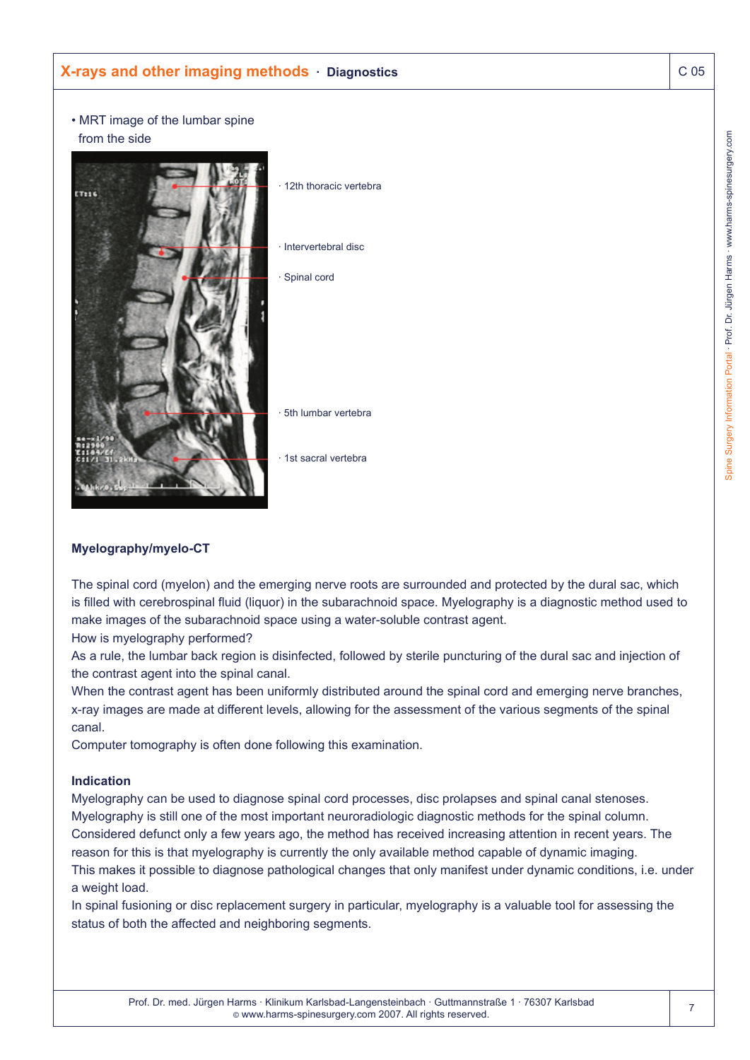## X-rays and other imaging methods · Diagnostics

C 05

- MRT image of the lumbar spine from the side

· 12th thoracic vertebra

· Intervertebral disc

· Spinal cord

· 5th lumbar vertebra

· 1st sacral vertebra

### Myelography/myelo-CT

The spinal cord (myelon) and the emerging nerve roots are surrounded and protected by the dural sac, which is filled with cerebrospinal fluid (liquor) in the subarachnoid space. Myelography is a diagnostic method used to make images of the subarachnoid space using a water-soluble contrast agent.
How is myelography performed?
As a rule, the lumbar back region is disinfected, followed by sterile puncturing of the dural sac and injection of the contrast agent into the spinal canal.
When the contrast agent has been uniformly distributed around the spinal cord and emerging nerve branches, x-ray images are made at different levels, allowing for the assessment of the various segments of the spinal canal.
Computer tomography is often done following this examination.

### Indication

Myelography can be used to diagnose spinal cord processes, disc prolapses and spinal canal stenoses.
Myelography is still one of the most important neuroradiologic diagnostic methods for the spinal column.
Considered defunct only a few years ago, the method has received increasing attention in recent years. The reason for this is that myelography is currently the only available method capable of dynamic imaging.
This makes it possible to diagnose pathological changes that only manifest under dynamic conditions, i.e. under a weight load.
In spinal fusioning or disc replacement surgery in particular, myelography is a valuable tool for assessing the status of both the affected and neighboring segments.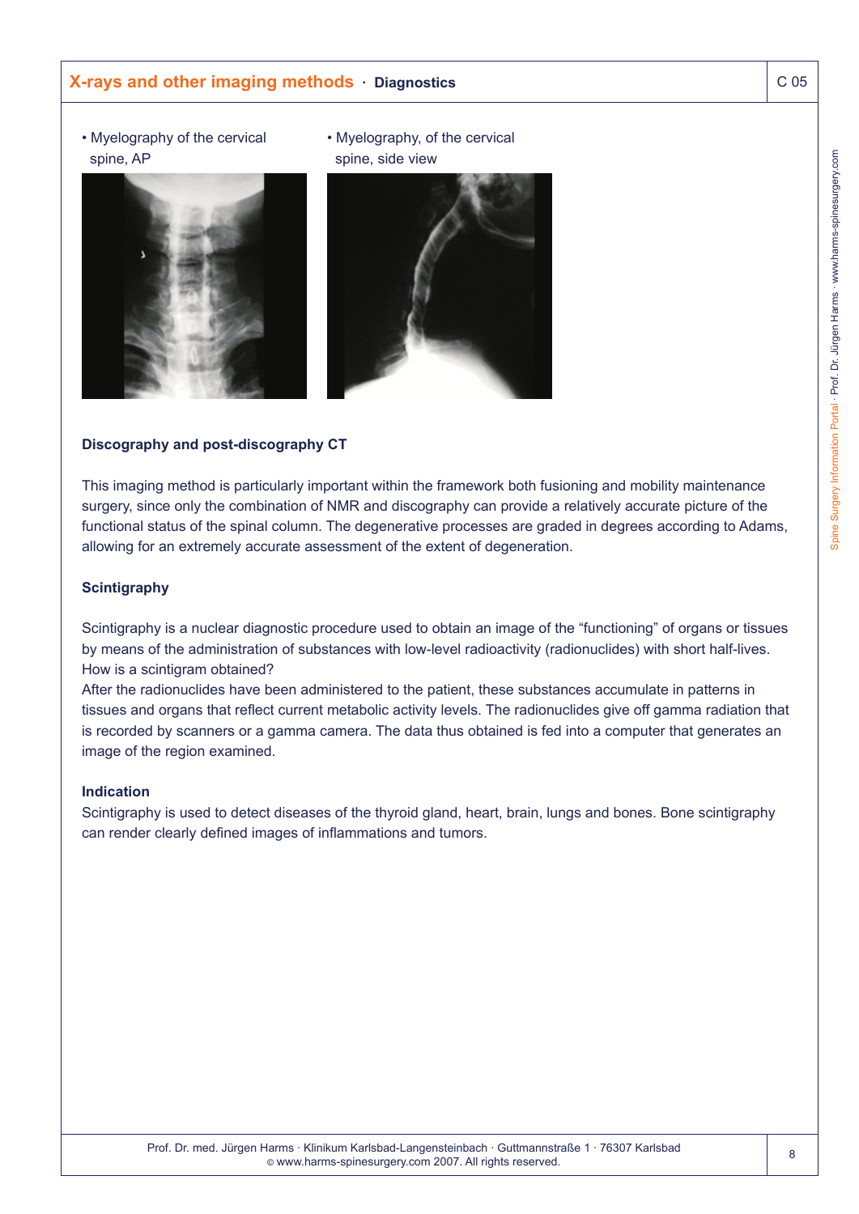## X-rays and other imaging methods · Diagnostics

- Myelography of the cervical spine, AP
- Myelography, of the cervical spine, side view

### Discography and post-discography CT

This imaging method is particularly important within the framework both fusioning and mobility maintenance surgery, since only the combination of NMR and discography can provide a relatively accurate picture of the functional status of the spinal column. The degenerative processes are graded in degrees according to Adams, allowing for an extremely accurate assessment of the extent of degeneration.

### Scintigraphy

Scintigraphy is a nuclear diagnostic procedure used to obtain an image of the "functioning" of organs or tissues by means of the administration of substances with low-level radioactivity (radionuclides) with short half-lives.
How is a scintigram obtained?
After the radionuclides have been administered to the patient, these substances accumulate in patterns in tissues and organs that reflect current metabolic activity levels. The radionuclides give off gamma radiation that is recorded by scanners or a gamma camera. The data thus obtained is fed into a computer that generates an image of the region examined.

**Indication**
Scintigraphy is used to detect diseases of the thyroid gland, heart, brain, lungs and bones. Bone scintigraphy can render clearly defined images of inflammations and tumors.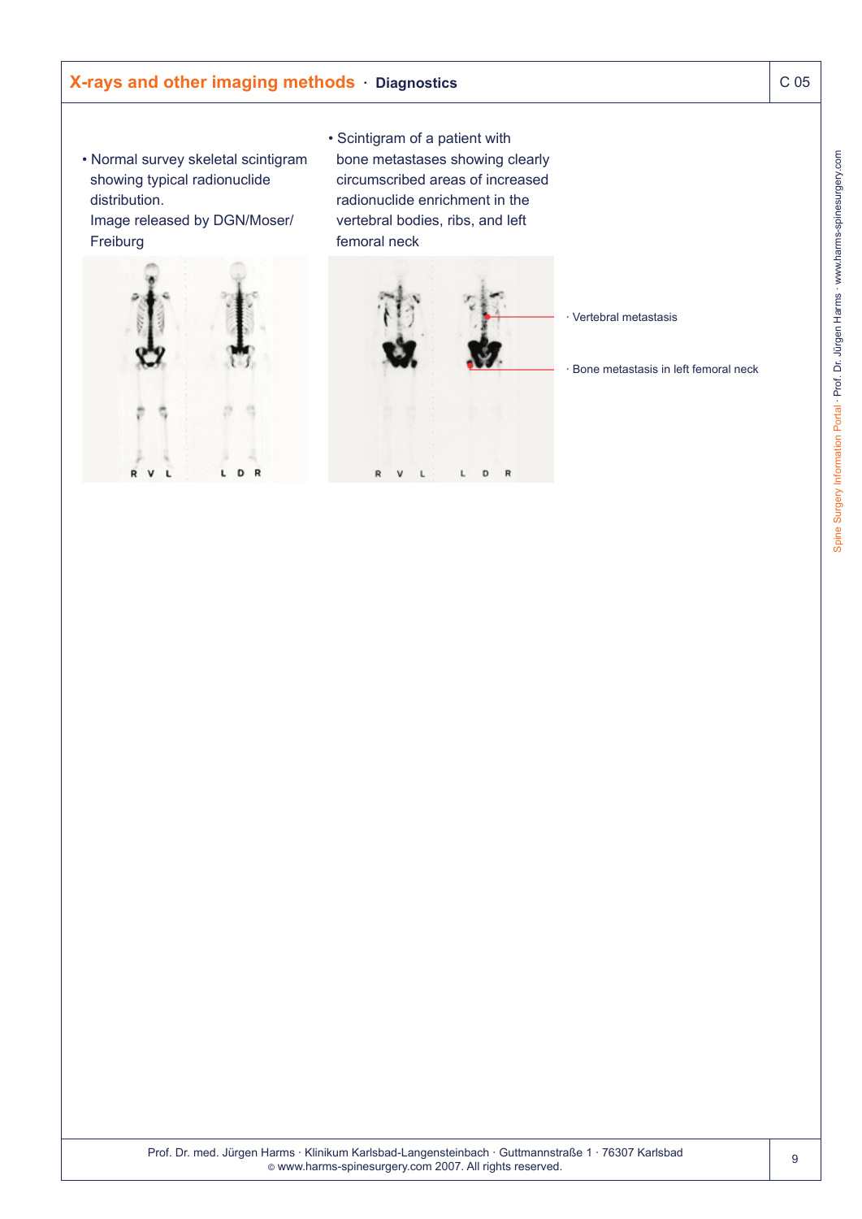## X-rays and other imaging methods · Diagnostics

- Normal survey skeletal scintigram showing typical radionuclide distribution.
  Image released by DGN/Moser/Freiburg

R V L L D R

- Scintigram of a patient with bone metastases showing clearly circumscribed areas of increased radionuclide enrichment in the vertebral bodies, ribs, and left femoral neck

R V L L D R

· Vertebral metastasis

· Bone metastasis in left femoral neck